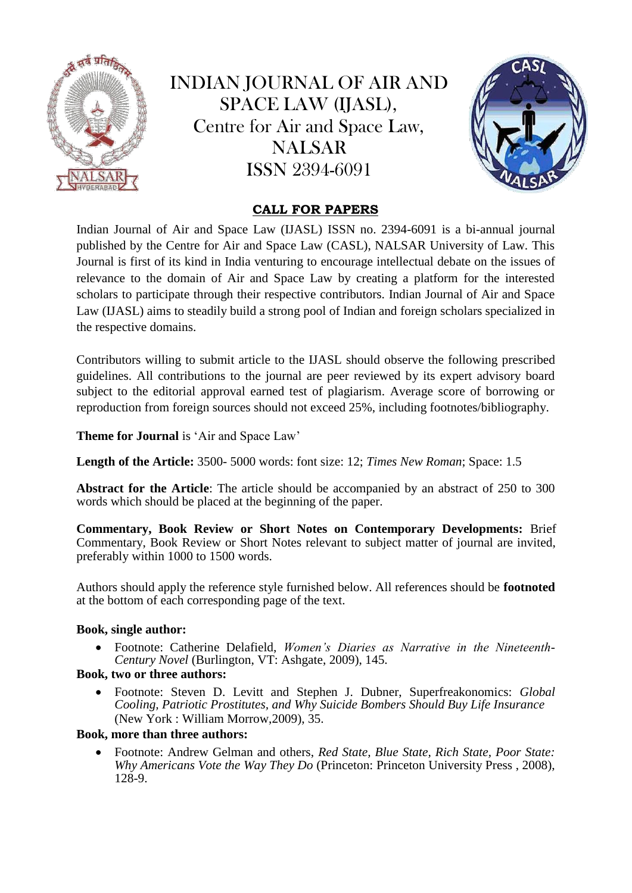# INDIAN JOURNAL OF AIR AND SPACE LAW (IJASL), Centre for Air and Space Law, NALSAR ISSN 2394-6091

## CALL FOR PAPERS

Indian Journal of Air and Space Law (IJASL) ISSN no. 2394-6091 is a bi-annual journal published by the Centre for Air and Space Law (CASL), NALSAR University of Law. This Journal is first of its kind in India venturing to encourage intellectual debate on the issues of relevance to the domain of Air and Space Law by creating a platform for the interested scholars to participate through their respective contributors. Indian Journal of Air and Space Law (IJASL) aims to steadily build a strong pool of Indian and foreign scholars specialized in the respective domains.

Contributors willing to submit article to the IJASL should observe the following prescribed guidelines. All contributions to the journal are peer reviewed by its expert advisory board subject to the editorial approval earned test of plagiarism. Average score of borrowing or reproduction from foreign sources should not exceed 25%, including footnotes/bibliography.

**Theme for Journal** is 'Air and Space Law'

**Length of the Article:** 3500- 5000 words: font size: 12; *Times New Roman*; Space: 1.5

**Abstract for the Article**: The article should be accompanied by an abstract of 250 to 300 words which should be placed at the beginning of the paper.

**Commentary, Book Review or Short Notes on Contemporary Developments:** Brief Commentary, Book Review or Short Notes relevant to subject matter of journal are invited, preferably within 1000 to 1500 words.

Authors should apply the reference style furnished below. All references should be **footnoted** at the bottom of each corresponding page of the text.

**Book, single author:**

- Footnote: Catherine Delafield, *Women's Diaries as Narrative in the Nineteenth-Century Novel* (Burlington, VT: Ashgate, 2009), 145.

**Book, two or three authors:**

- Footnote: Steven D. Levitt and Stephen J. Dubner, Superfreakonomics: *Global Cooling, Patriotic Prostitutes, and Why Suicide Bombers Should Buy Life Insurance* (New York : William Morrow,2009), 35.

**Book, more than three authors:**

- Footnote: Andrew Gelman and others, *Red State, Blue State, Rich State, Poor State: Why Americans Vote the Way They Do* (Princeton: Princeton University Press , 2008), 128-9.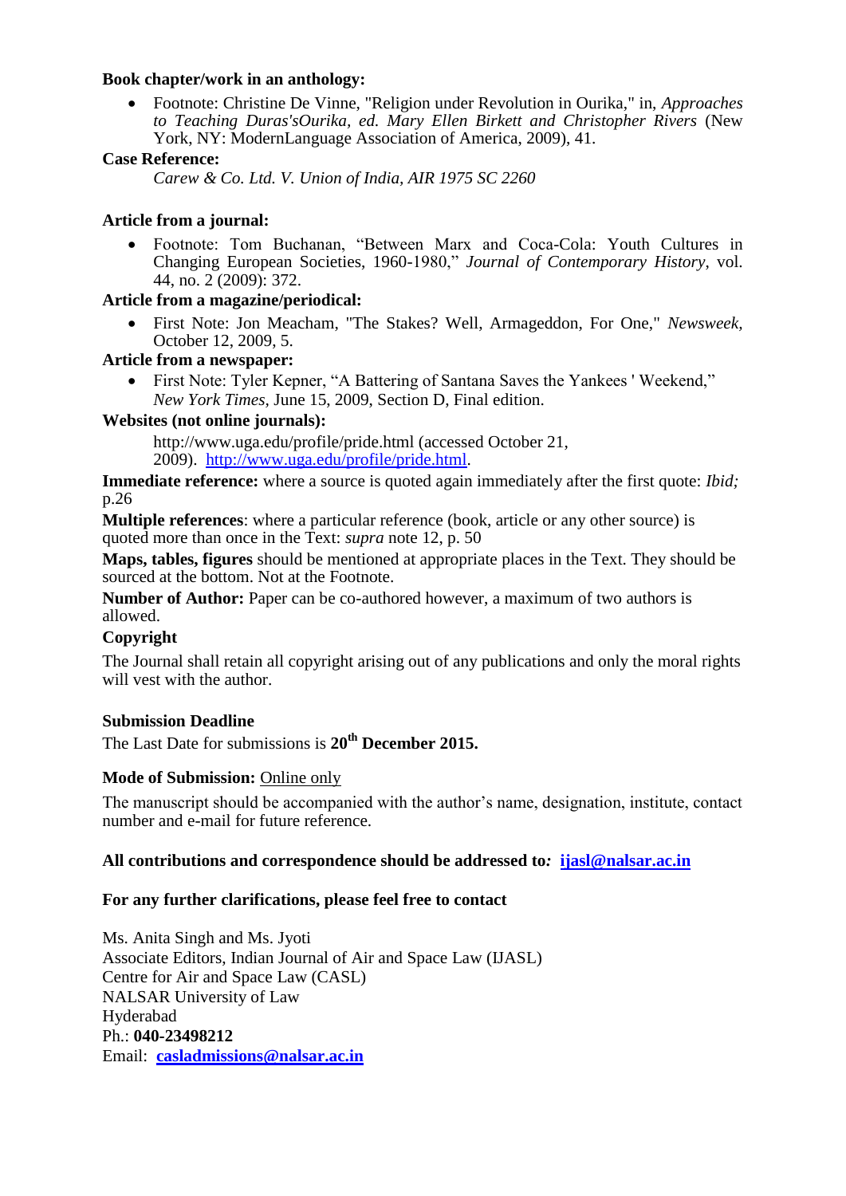**Book chapter/work in an anthology:**

- Footnote: Christine De Vinne, "Religion under Revolution in Ourika," in, *Approaches to Teaching Duras'sOurika, ed. Mary Ellen Birkett and Christopher Rivers* (New York, NY: ModernLanguage Association of America, 2009), 41.

**Case Reference:**

*Carew & Co. Ltd. V. Union of India, AIR 1975 SC 2260*

**Article from a journal:**

- Footnote: Tom Buchanan, "Between Marx and Coca-Cola: Youth Cultures in Changing European Societies, 1960-1980," *Journal of Contemporary History*, vol. 44, no. 2 (2009): 372.

**Article from a magazine/periodical:**

- First Note: Jon Meacham, "The Stakes? Well, Armageddon, For One," *Newsweek*, October 12, 2009, 5.

**Article from a newspaper:**

- First Note: Tyler Kepner, "A Battering of Santana Saves the Yankees ' Weekend," *New York Times*, June 15, 2009, Section D, Final edition.

**Websites (not online journals):**

http://www.uga.edu/profile/pride.html (accessed October 21, 2009). http://www.uga.edu/profile/pride.html.

**Immediate reference:** where a source is quoted again immediately after the first quote: *Ibid;* p.26

**Multiple references**: where a particular reference (book, article or any other source) is quoted more than once in the Text: *supra* note 12, p. 50

**Maps, tables, figures** should be mentioned at appropriate places in the Text. They should be sourced at the bottom. Not at the Footnote.

**Number of Author:** Paper can be co-authored however, a maximum of two authors is allowed.

**Copyright**

The Journal shall retain all copyright arising out of any publications and only the moral rights will vest with the author.

**Submission Deadline**

The Last Date for submissions is **20th December 2015.**

**Mode of Submission:** Online only

The manuscript should be accompanied with the author's name, designation, institute, contact number and e-mail for future reference.

**All contributions and correspondence should be addressed to: ijasl@nalsar.ac.in**

**For any further clarifications, please feel free to contact**

Ms. Anita Singh and Ms. Jyoti
Associate Editors, Indian Journal of Air and Space Law (IJASL)
Centre for Air and Space Law (CASL)
NALSAR University of Law
Hyderabad
Ph.: **040-23498212**
Email: **casladmissions@nalsar.ac.in**